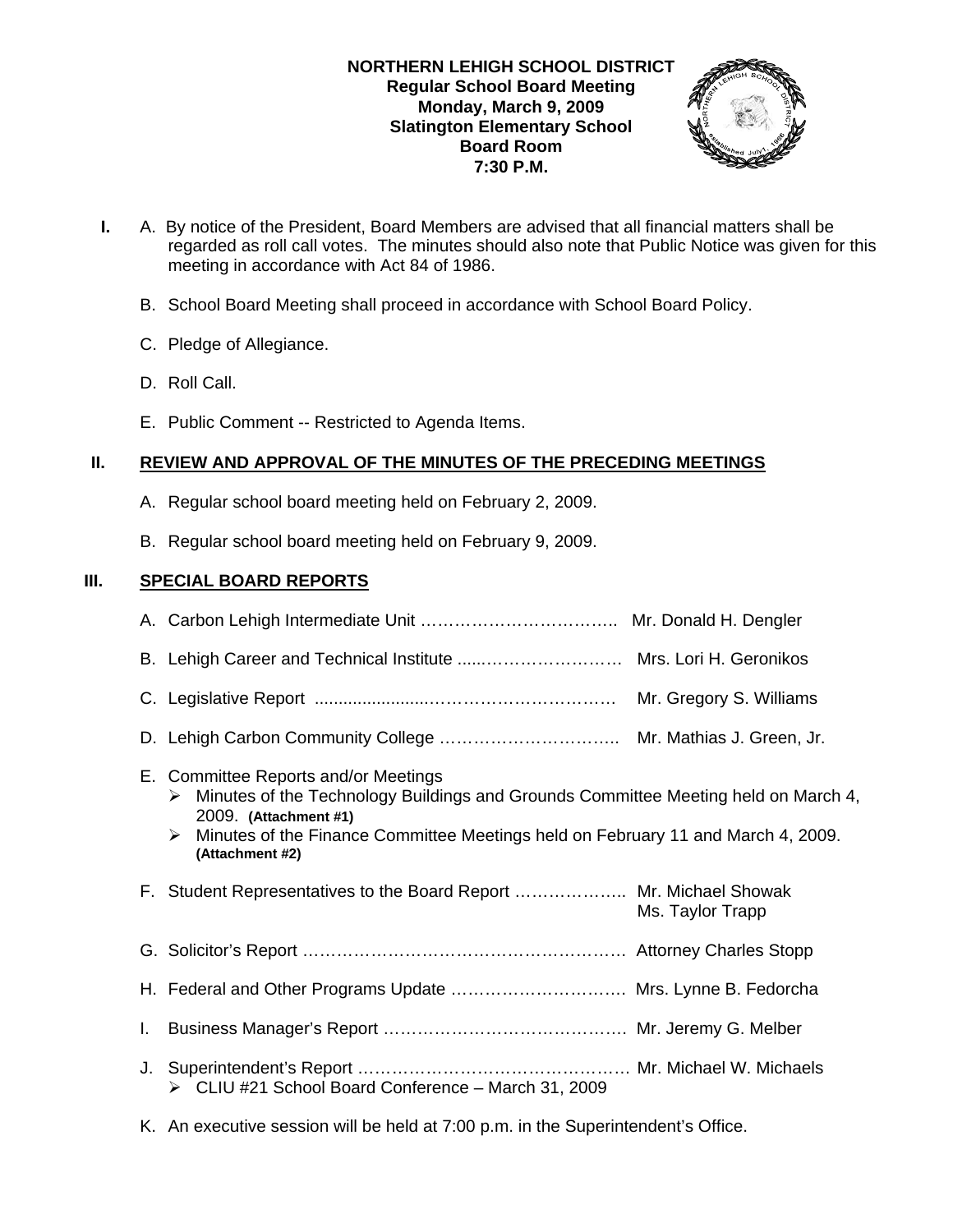**NORTHERN LEHIGH SCHOOL DISTRICT**
**Regular School Board Meeting**
**Monday, March 9, 2009**
**Slatington Elementary School**
**Board Room**
**7:30 P.M.**

**I.** A. By notice of the President, Board Members are advised that all financial matters shall be regarded as roll call votes. The minutes should also note that Public Notice was given for this meeting in accordance with Act 84 of 1986.

B. School Board Meeting shall proceed in accordance with School Board Policy.

C. Pledge of Allegiance.

D. Roll Call.

E. Public Comment -- Restricted to Agenda Items.

## II. REVIEW AND APPROVAL OF THE MINUTES OF THE PRECEDING MEETINGS

A. Regular school board meeting held on February 2, 2009.

B. Regular school board meeting held on February 9, 2009.

## III. SPECIAL BOARD REPORTS

A. Carbon Lehigh Intermediate Unit …………………………….. Mr. Donald H. Dengler

B. Lehigh Career and Technical Institute ......……………………… Mrs. Lori H. Geronikos

C. Legislative Report ......................…………………………… Mr. Gregory S. Williams

D. Lehigh Carbon Community College ………………………….. Mr. Mathias J. Green, Jr.

E. Committee Reports and/or Meetings
- Minutes of the Technology Buildings and Grounds Committee Meeting held on March 4, 2009. **(Attachment #1)**
- Minutes of the Finance Committee Meetings held on February 11 and March 4, 2009. **(Attachment #2)**

F. Student Representatives to the Board Report ……………….. Mr. Michael Showak
Ms. Taylor Trapp

G. Solicitor's Report ………………………………………………… Attorney Charles Stopp

H. Federal and Other Programs Update …………………………. Mrs. Lynne B. Fedorcha

I. Business Manager's Report ……………………………………. Mr. Jeremy G. Melber

J. Superintendent's Report ………………………………………… Mr. Michael W. Michaels
- CLIU #21 School Board Conference – March 31, 2009

K. An executive session will be held at 7:00 p.m. in the Superintendent's Office.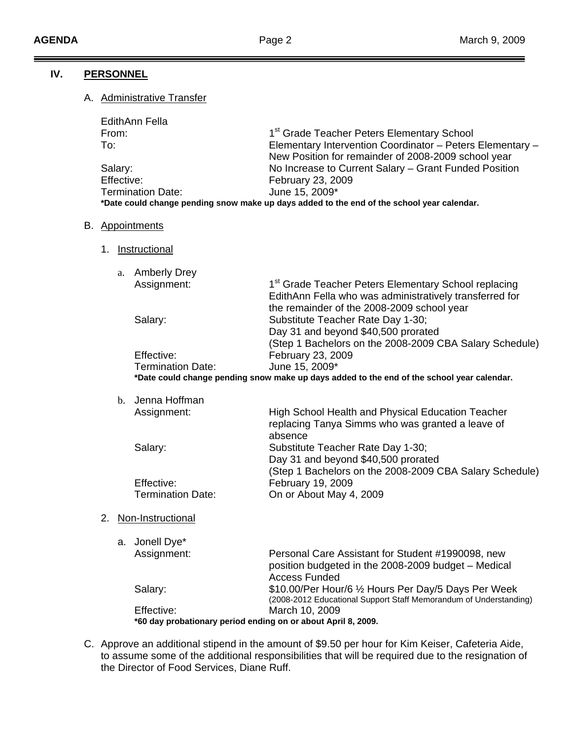## IV. PERSONNEL

A. Administrative Transfer

EdithAnn Fella

| | |
|---|---|
| From: | 1st Grade Teacher Peters Elementary School |
| To: | Elementary Intervention Coordinator – Peters Elementary – New Position for remainder of 2008-2009 school year |
| Salary: | No Increase to Current Salary – Grant Funded Position |
| Effective: | February 23, 2009 |
| Termination Date: | June 15, 2009* |

**\*Date could change pending snow make up days added to the end of the school year calendar.**

B. Appointments

1. Instructional

   a. Amberly Drey

   | | |
   |---|---|
   | Assignment: | 1st Grade Teacher Peters Elementary School replacing EdithAnn Fella who was administratively transferred for the remainder of the 2008-2009 school year |
   | Salary: | Substitute Teacher Rate Day 1-30; Day 31 and beyond $40,500 prorated (Step 1 Bachelors on the 2008-2009 CBA Salary Schedule) |
   | Effective: | February 23, 2009 |
   | Termination Date: | June 15, 2009* |

   **\*Date could change pending snow make up days added to the end of the school year calendar.**

   b. Jenna Hoffman

   | | |
   |---|---|
   | Assignment: | High School Health and Physical Education Teacher replacing Tanya Simms who was granted a leave of absence |
   | Salary: | Substitute Teacher Rate Day 1-30; Day 31 and beyond $40,500 prorated (Step 1 Bachelors on the 2008-2009 CBA Salary Schedule) |
   | Effective: | February 19, 2009 |
   | Termination Date: | On or About May 4, 2009 |

2. Non-Instructional

   a. Jonell Dye*

   | | |
   |---|---|
   | Assignment: | Personal Care Assistant for Student #1990098, new position budgeted in the 2008-2009 budget – Medical Access Funded |
   | Salary: | $10.00/Per Hour/6 ½ Hours Per Day/5 Days Per Week (2008-2012 Educational Support Staff Memorandum of Understanding) |
   | Effective: | March 10, 2009 |

   **\*60 day probationary period ending on or about April 8, 2009.**

C. Approve an additional stipend in the amount of $9.50 per hour for Kim Keiser, Cafeteria Aide, to assume some of the additional responsibilities that will be required due to the resignation of the Director of Food Services, Diane Ruff.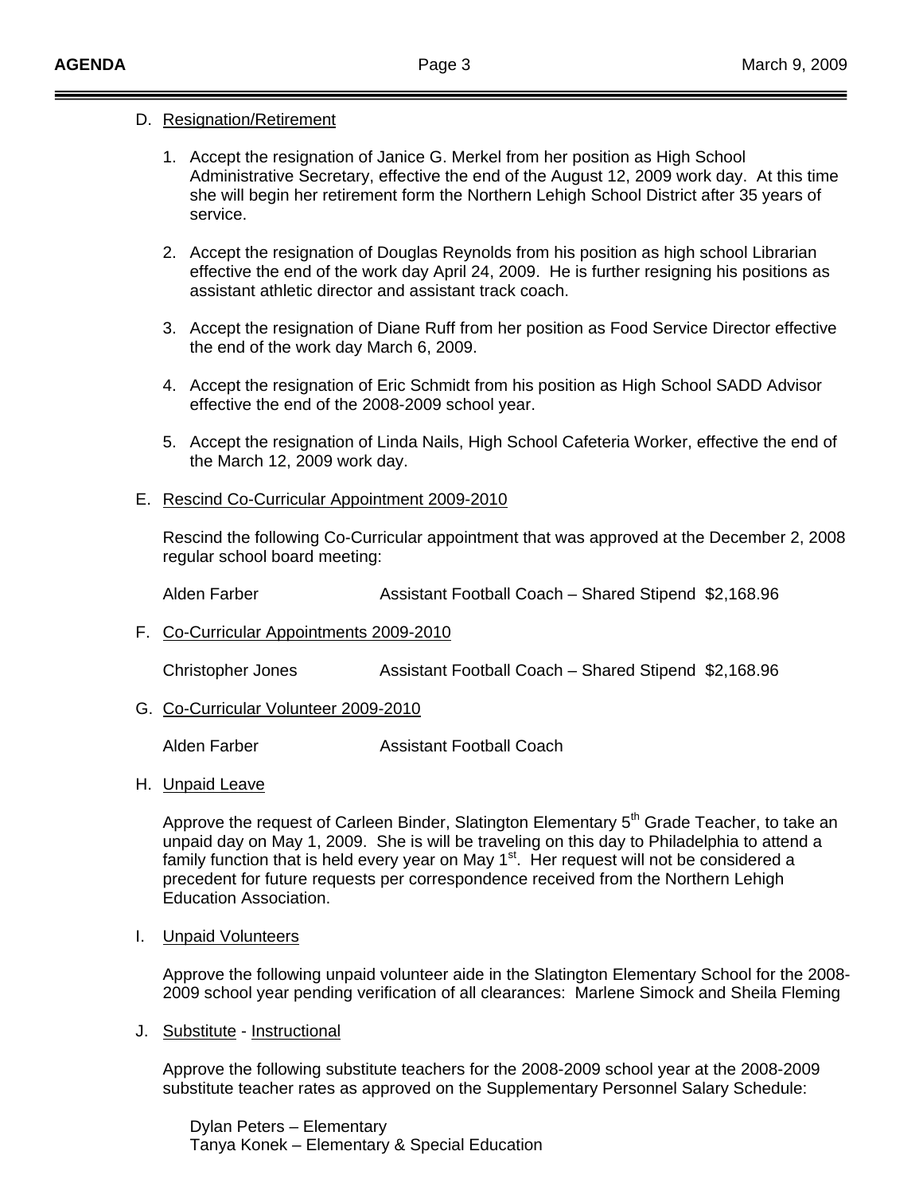D. Resignation/Retirement

1. Accept the resignation of Janice G. Merkel from her position as High School Administrative Secretary, effective the end of the August 12, 2009 work day. At this time she will begin her retirement form the Northern Lehigh School District after 35 years of service.

2. Accept the resignation of Douglas Reynolds from his position as high school Librarian effective the end of the work day April 24, 2009. He is further resigning his positions as assistant athletic director and assistant track coach.

3. Accept the resignation of Diane Ruff from her position as Food Service Director effective the end of the work day March 6, 2009.

4. Accept the resignation of Eric Schmidt from his position as High School SADD Advisor effective the end of the 2008-2009 school year.

5. Accept the resignation of Linda Nails, High School Cafeteria Worker, effective the end of the March 12, 2009 work day.

E. Rescind Co-Curricular Appointment 2009-2010

Rescind the following Co-Curricular appointment that was approved at the December 2, 2008 regular school board meeting:

Alden Farber &nbsp;&nbsp;&nbsp;&nbsp; Assistant Football Coach – Shared Stipend $2,168.96

F. Co-Curricular Appointments 2009-2010

Christopher Jones &nbsp;&nbsp;&nbsp;&nbsp; Assistant Football Coach – Shared Stipend $2,168.96

G. Co-Curricular Volunteer 2009-2010

Alden Farber &nbsp;&nbsp;&nbsp;&nbsp; Assistant Football Coach

H. Unpaid Leave

Approve the request of Carleen Binder, Slatington Elementary 5th Grade Teacher, to take an unpaid day on May 1, 2009. She is will be traveling on this day to Philadelphia to attend a family function that is held every year on May 1st. Her request will not be considered a precedent for future requests per correspondence received from the Northern Lehigh Education Association.

I. Unpaid Volunteers

Approve the following unpaid volunteer aide in the Slatington Elementary School for the 2008-2009 school year pending verification of all clearances: Marlene Simock and Sheila Fleming

J. Substitute - Instructional

Approve the following substitute teachers for the 2008-2009 school year at the 2008-2009 substitute teacher rates as approved on the Supplementary Personnel Salary Schedule:

Dylan Peters – Elementary
Tanya Konek – Elementary & Special Education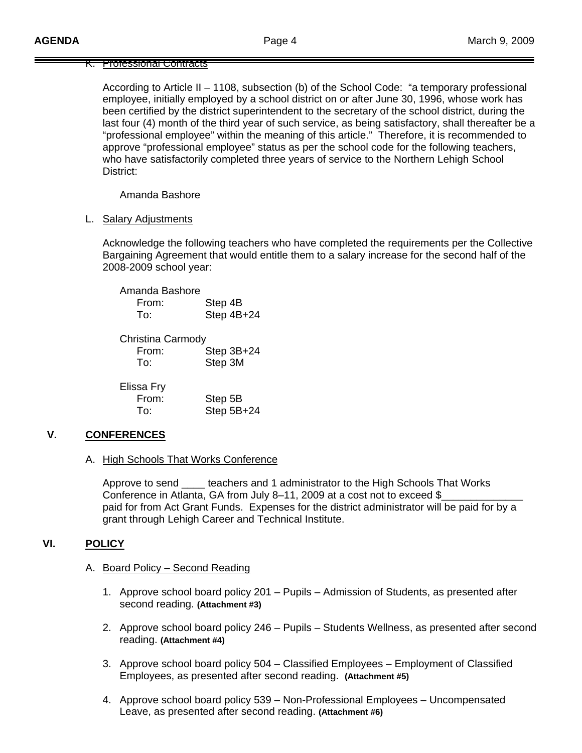K. Professional Contracts

According to Article II – 1108, subsection (b) of the School Code: "a temporary professional employee, initially employed by a school district on or after June 30, 1996, whose work has been certified by the district superintendent to the secretary of the school district, during the last four (4) month of the third year of such service, as being satisfactory, shall thereafter be a "professional employee" within the meaning of this article." Therefore, it is recommended to approve "professional employee" status as per the school code for the following teachers, who have satisfactorily completed three years of service to the Northern Lehigh School District:

Amanda Bashore

L. Salary Adjustments

Acknowledge the following teachers who have completed the requirements per the Collective Bargaining Agreement that would entitle them to a salary increase for the second half of the 2008-2009 school year:

Amanda Bashore
- From: Step 4B
- To: Step 4B+24

Christina Carmody
- From: Step 3B+24
- To: Step 3M

Elissa Fry
- From: Step 5B
- To: Step 5B+24

## V. CONFERENCES

A. High Schools That Works Conference

Approve to send ____ teachers and 1 administrator to the High Schools That Works Conference in Atlanta, GA from July 8–11, 2009 at a cost not to exceed $______________ paid for from Act Grant Funds. Expenses for the district administrator will be paid for by a grant through Lehigh Career and Technical Institute.

## VI. POLICY

A. Board Policy – Second Reading

1. Approve school board policy 201 – Pupils – Admission of Students, as presented after second reading. **(Attachment #3)**
2. Approve school board policy 246 – Pupils – Students Wellness, as presented after second reading. **(Attachment #4)**
3. Approve school board policy 504 – Classified Employees – Employment of Classified Employees, as presented after second reading. **(Attachment #5)**
4. Approve school board policy 539 – Non-Professional Employees – Uncompensated Leave, as presented after second reading. **(Attachment #6)**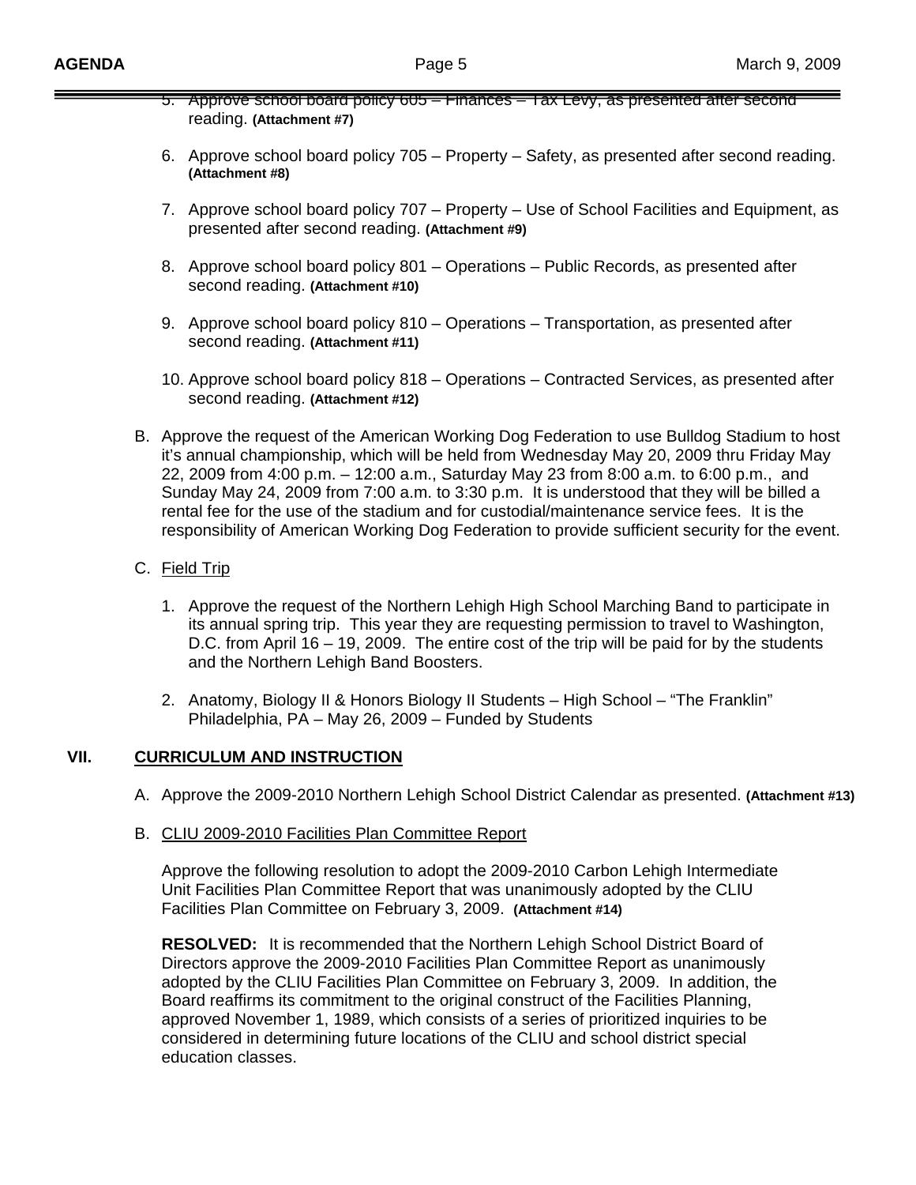5. Approve school board policy 605 – Finances – Tax Levy, as presented after second reading. **(Attachment #7)**

6. Approve school board policy 705 – Property – Safety, as presented after second reading. **(Attachment #8)**

7. Approve school board policy 707 – Property – Use of School Facilities and Equipment, as presented after second reading. **(Attachment #9)**

8. Approve school board policy 801 – Operations – Public Records, as presented after second reading. **(Attachment #10)**

9. Approve school board policy 810 – Operations – Transportation, as presented after second reading. **(Attachment #11)**

10. Approve school board policy 818 – Operations – Contracted Services, as presented after second reading. **(Attachment #12)**

B. Approve the request of the American Working Dog Federation to use Bulldog Stadium to host it's annual championship, which will be held from Wednesday May 20, 2009 thru Friday May 22, 2009 from 4:00 p.m. – 12:00 a.m., Saturday May 23 from 8:00 a.m. to 6:00 p.m., and Sunday May 24, 2009 from 7:00 a.m. to 3:30 p.m. It is understood that they will be billed a rental fee for the use of the stadium and for custodial/maintenance service fees. It is the responsibility of American Working Dog Federation to provide sufficient security for the event.

C. Field Trip

1. Approve the request of the Northern Lehigh High School Marching Band to participate in its annual spring trip. This year they are requesting permission to travel to Washington, D.C. from April 16 – 19, 2009. The entire cost of the trip will be paid for by the students and the Northern Lehigh Band Boosters.

2. Anatomy, Biology II & Honors Biology II Students – High School – "The Franklin" Philadelphia, PA – May 26, 2009 – Funded by Students

## VII. CURRICULUM AND INSTRUCTION

A. Approve the 2009-2010 Northern Lehigh School District Calendar as presented. **(Attachment #13)**

B. CLIU 2009-2010 Facilities Plan Committee Report

Approve the following resolution to adopt the 2009-2010 Carbon Lehigh Intermediate Unit Facilities Plan Committee Report that was unanimously adopted by the CLIU Facilities Plan Committee on February 3, 2009. **(Attachment #14)**

**RESOLVED:** It is recommended that the Northern Lehigh School District Board of Directors approve the 2009-2010 Facilities Plan Committee Report as unanimously adopted by the CLIU Facilities Plan Committee on February 3, 2009. In addition, the Board reaffirms its commitment to the original construct of the Facilities Planning, approved November 1, 1989, which consists of a series of prioritized inquiries to be considered in determining future locations of the CLIU and school district special education classes.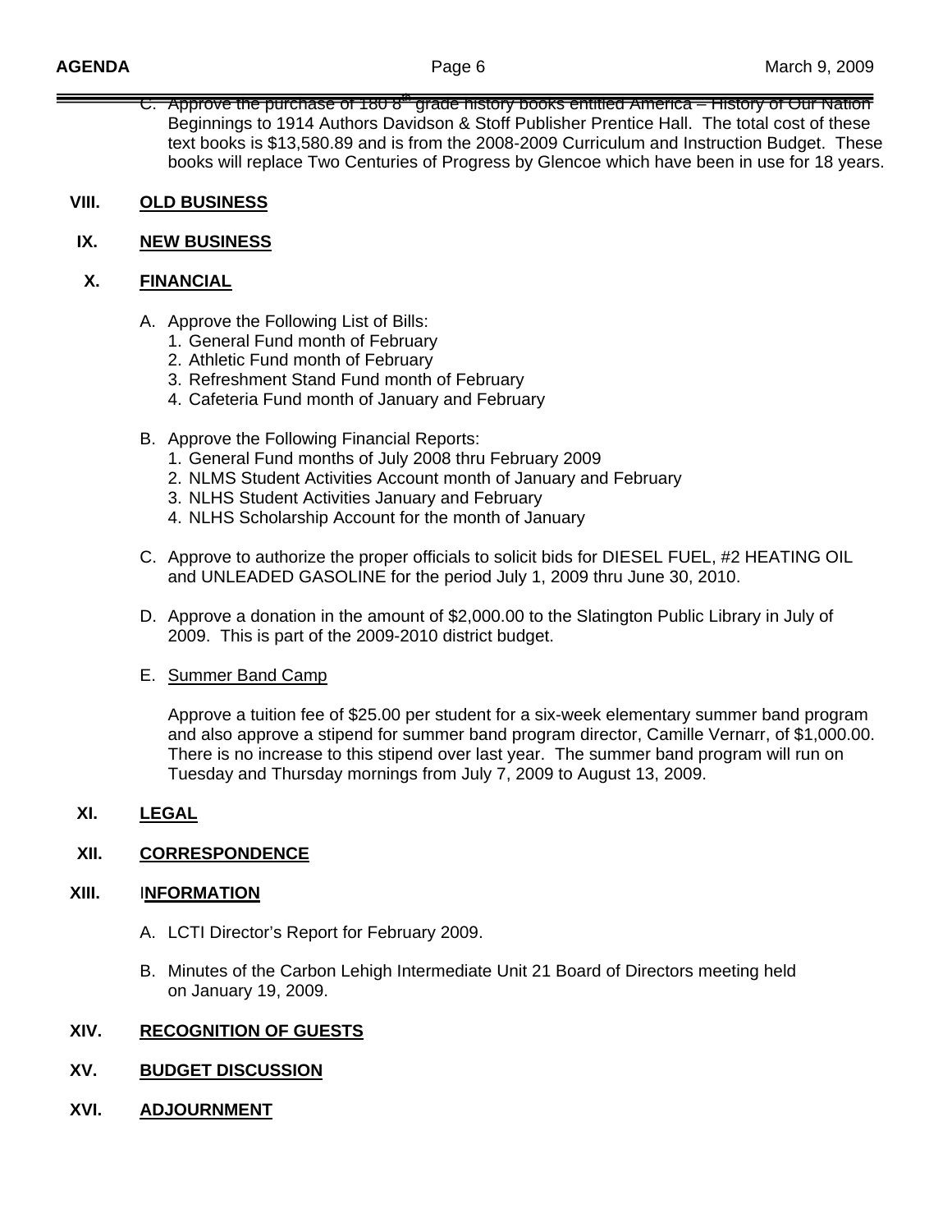C. Approve the purchase of 180 8th grade history books entitled America – History of Our Nation Beginnings to 1914 Authors Davidson & Stoff Publisher Prentice Hall. The total cost of these text books is $13,580.89 and is from the 2008-2009 Curriculum and Instruction Budget. These books will replace Two Centuries of Progress by Glencoe which have been in use for 18 years.

## VIII. OLD BUSINESS

## IX. NEW BUSINESS

## X. FINANCIAL

A. Approve the Following List of Bills:
   1. General Fund month of February
   2. Athletic Fund month of February
   3. Refreshment Stand Fund month of February
   4. Cafeteria Fund month of January and February

B. Approve the Following Financial Reports:
   1. General Fund months of July 2008 thru February 2009
   2. NLMS Student Activities Account month of January and February
   3. NLHS Student Activities January and February
   4. NLHS Scholarship Account for the month of January

C. Approve to authorize the proper officials to solicit bids for DIESEL FUEL, #2 HEATING OIL and UNLEADED GASOLINE for the period July 1, 2009 thru June 30, 2010.

D. Approve a donation in the amount of $2,000.00 to the Slatington Public Library in July of 2009. This is part of the 2009-2010 district budget.

E. Summer Band Camp

   Approve a tuition fee of $25.00 per student for a six-week elementary summer band program and also approve a stipend for summer band program director, Camille Vernarr, of $1,000.00. There is no increase to this stipend over last year. The summer band program will run on Tuesday and Thursday mornings from July 7, 2009 to August 13, 2009.

## XI. LEGAL

## XII. CORRESPONDENCE

## XIII. INFORMATION

A. LCTI Director's Report for February 2009.

B. Minutes of the Carbon Lehigh Intermediate Unit 21 Board of Directors meeting held on January 19, 2009.

## XIV. RECOGNITION OF GUESTS

## XV. BUDGET DISCUSSION

## XVI. ADJOURNMENT